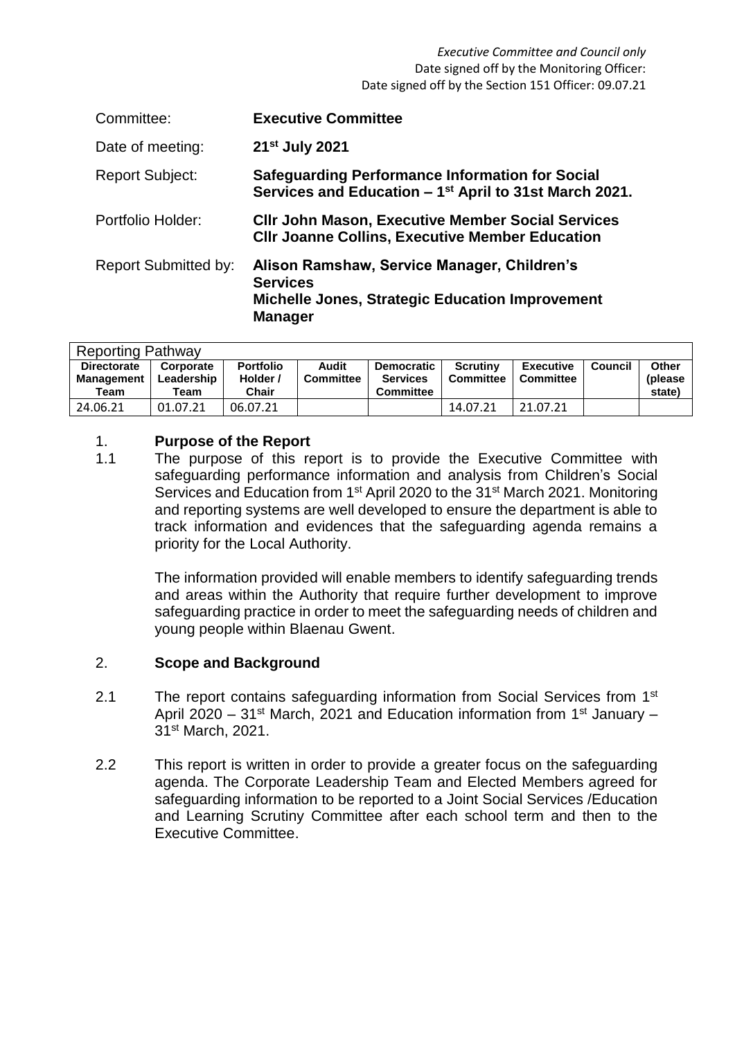*Executive Committee and Council only*
Date signed off by the Monitoring Officer:
Date signed off by the Section 151 Officer: 09.07.21

| | |
|---|---|
| Committee: | **Executive Committee** |
| Date of meeting: | **21st July 2021** |
| Report Subject: | **Safeguarding Performance Information for Social Services and Education – 1st April to 31st March 2021.** |
| Portfolio Holder: | **Cllr John Mason, Executive Member Social Services**<br>**Cllr Joanne Collins, Executive Member Education** |
| Report Submitted by: | **Alison Ramshaw, Service Manager, Children's Services**<br>**Michelle Jones, Strategic Education Improvement Manager** |

| Reporting Pathway | | | | | | | | |
|---|---|---|---|---|---|---|---|---|
| **Directorate Management Team** | **Corporate Leadership Team** | **Portfolio Holder / Chair** | **Audit Committee** | **Democratic Services Committee** | **Scrutiny Committee** | **Executive Committee** | **Council** | **Other (please state)** |
| 24.06.21 | 01.07.21 | 06.07.21 | | | 14.07.21 | 21.07.21 | | |

## 1. Purpose of the Report

1.1 The purpose of this report is to provide the Executive Committee with safeguarding performance information and analysis from Children's Social Services and Education from 1st April 2020 to the 31st March 2021. Monitoring and reporting systems are well developed to ensure the department is able to track information and evidences that the safeguarding agenda remains a priority for the Local Authority.

The information provided will enable members to identify safeguarding trends and areas within the Authority that require further development to improve safeguarding practice in order to meet the safeguarding needs of children and young people within Blaenau Gwent.

## 2. Scope and Background

2.1 The report contains safeguarding information from Social Services from 1st April 2020 – 31st March, 2021 and Education information from 1st January – 31st March, 2021.

2.2 This report is written in order to provide a greater focus on the safeguarding agenda. The Corporate Leadership Team and Elected Members agreed for safeguarding information to be reported to a Joint Social Services /Education and Learning Scrutiny Committee after each school term and then to the Executive Committee.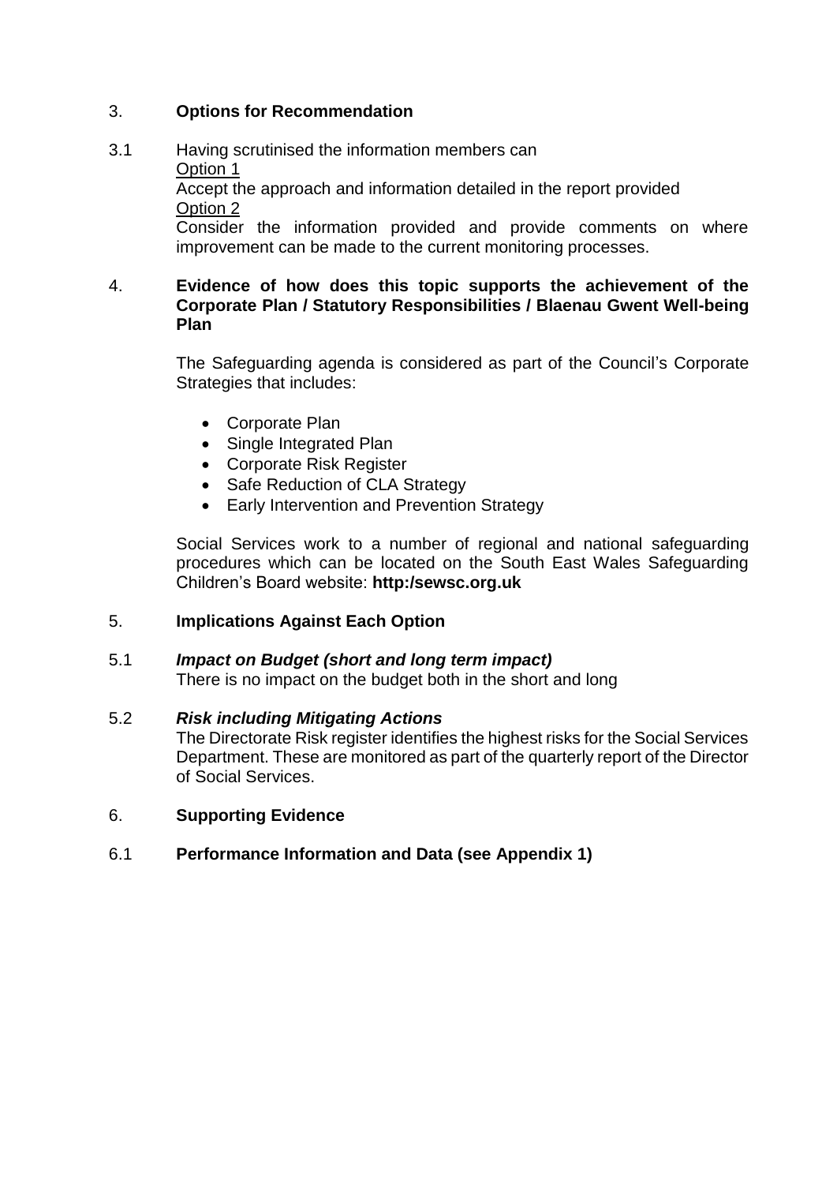## 3. **Options for Recommendation**

3.1 Having scrutinised the information members can

Option 1

Accept the approach and information detailed in the report provided

Option 2

Consider the information provided and provide comments on where improvement can be made to the current monitoring processes.

## 4. **Evidence of how does this topic supports the achievement of the Corporate Plan / Statutory Responsibilities / Blaenau Gwent Well-being Plan**

The Safeguarding agenda is considered as part of the Council's Corporate Strategies that includes:

- Corporate Plan
- Single Integrated Plan
- Corporate Risk Register
- Safe Reduction of CLA Strategy
- Early Intervention and Prevention Strategy

Social Services work to a number of regional and national safeguarding procedures which can be located on the South East Wales Safeguarding Children's Board website: **http:/sewsc.org.uk**

## 5. **Implications Against Each Option**

5.1 ***Impact on Budget (short and long term impact)***

There is no impact on the budget both in the short and long

5.2 ***Risk including Mitigating Actions***

The Directorate Risk register identifies the highest risks for the Social Services Department. These are monitored as part of the quarterly report of the Director of Social Services.

## 6. **Supporting Evidence**

6.1 **Performance Information and Data (see Appendix 1)**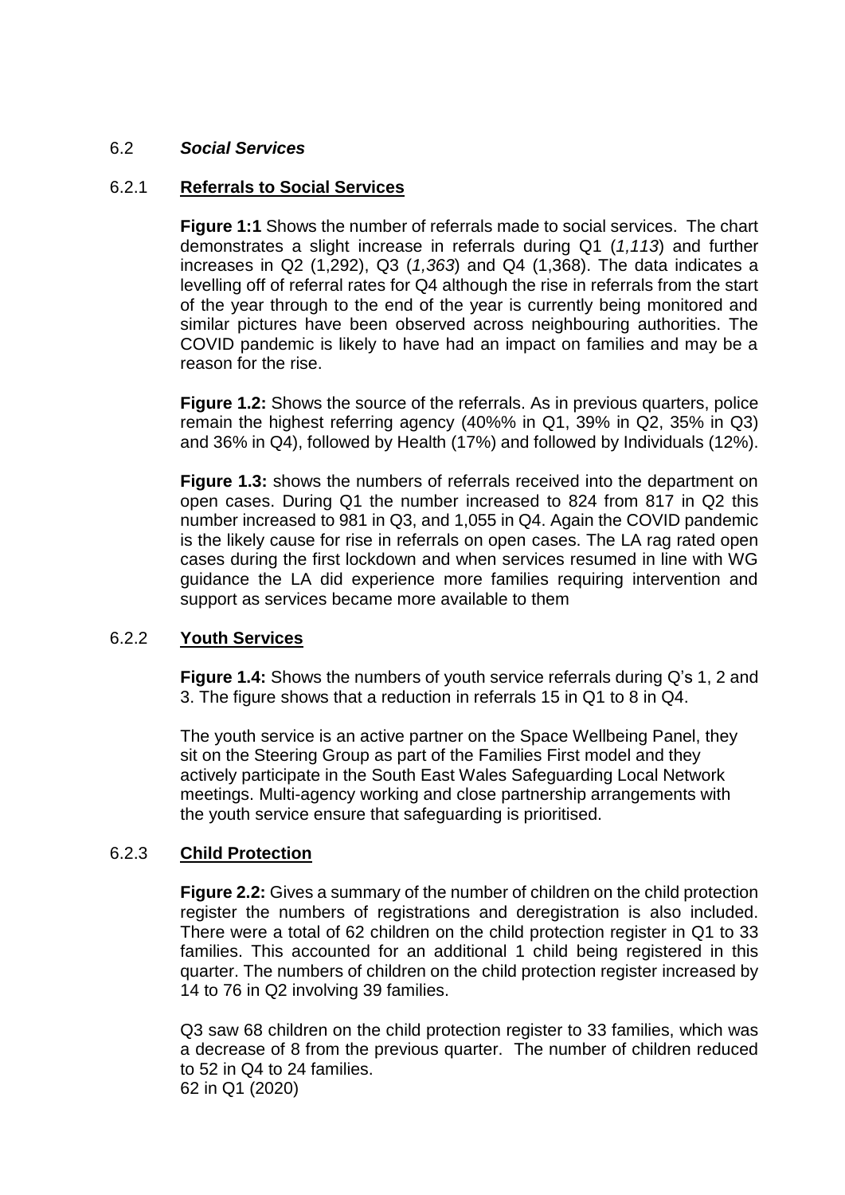## 6.2 ***Social Services***

### 6.2.1 **Referrals to Social Services**

**Figure 1:1** Shows the number of referrals made to social services. The chart demonstrates a slight increase in referrals during Q1 (*1,113*) and further increases in Q2 (1,292), Q3 (*1,363*) and Q4 (1,368). The data indicates a levelling off of referral rates for Q4 although the rise in referrals from the start of the year through to the end of the year is currently being monitored and similar pictures have been observed across neighbouring authorities. The COVID pandemic is likely to have had an impact on families and may be a reason for the rise.

**Figure 1.2:** Shows the source of the referrals. As in previous quarters, police remain the highest referring agency (40%% in Q1, 39% in Q2, 35% in Q3) and 36% in Q4), followed by Health (17%) and followed by Individuals (12%).

**Figure 1.3:** shows the numbers of referrals received into the department on open cases. During Q1 the number increased to 824 from 817 in Q2 this number increased to 981 in Q3, and 1,055 in Q4. Again the COVID pandemic is the likely cause for rise in referrals on open cases. The LA rag rated open cases during the first lockdown and when services resumed in line with WG guidance the LA did experience more families requiring intervention and support as services became more available to them

### 6.2.2 **Youth Services**

**Figure 1.4:** Shows the numbers of youth service referrals during Q's 1, 2 and 3. The figure shows that a reduction in referrals 15 in Q1 to 8 in Q4.

The youth service is an active partner on the Space Wellbeing Panel, they sit on the Steering Group as part of the Families First model and they actively participate in the South East Wales Safeguarding Local Network meetings. Multi-agency working and close partnership arrangements with the youth service ensure that safeguarding is prioritised.

### 6.2.3 **Child Protection**

**Figure 2.2:** Gives a summary of the number of children on the child protection register the numbers of registrations and deregistration is also included. There were a total of 62 children on the child protection register in Q1 to 33 families. This accounted for an additional 1 child being registered in this quarter. The numbers of children on the child protection register increased by 14 to 76 in Q2 involving 39 families.

Q3 saw 68 children on the child protection register to 33 families, which was a decrease of 8 from the previous quarter. The number of children reduced to 52 in Q4 to 24 families.
62 in Q1 (2020)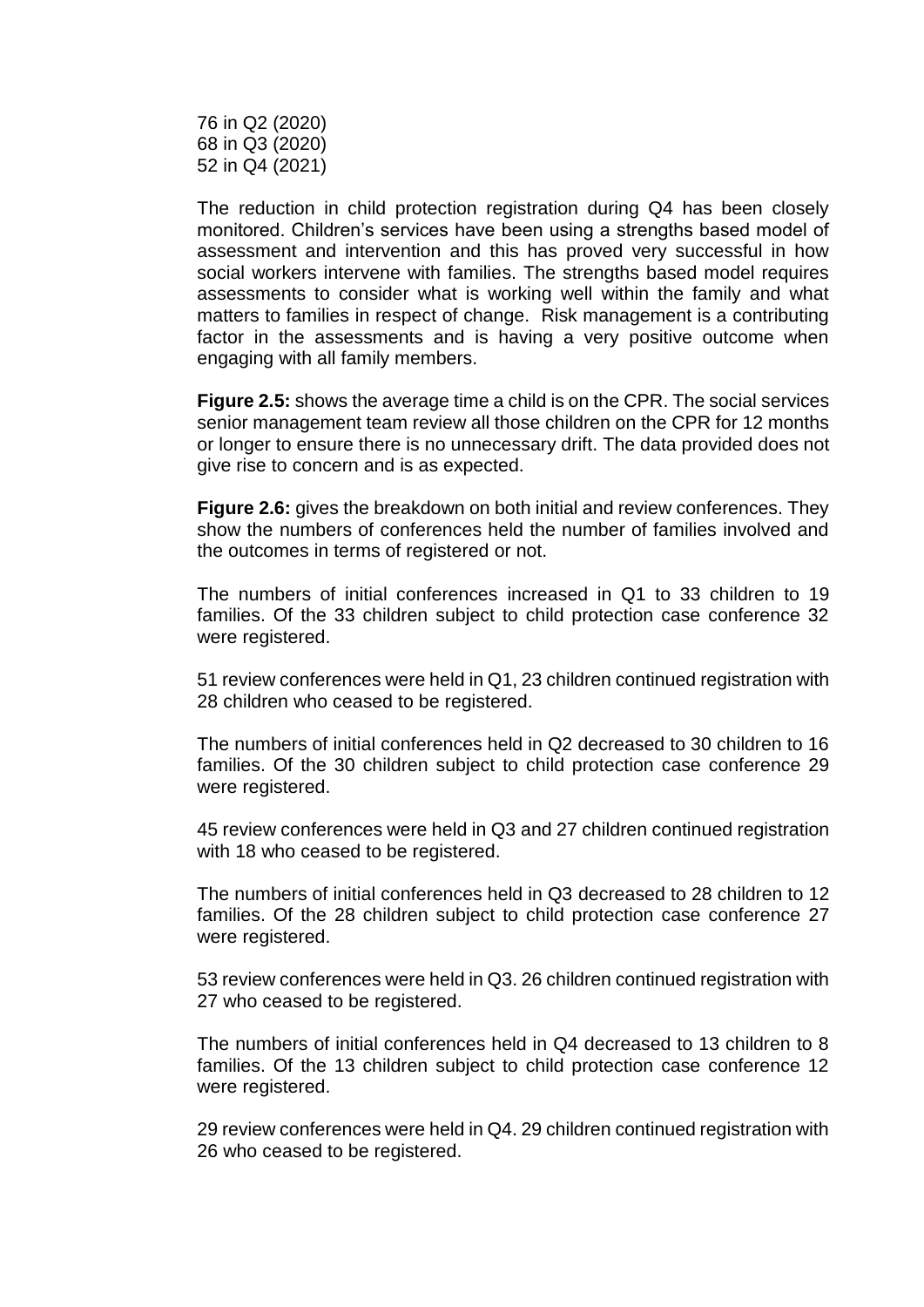76 in Q2 (2020)
68 in Q3 (2020)
52 in Q4 (2021)

The reduction in child protection registration during Q4 has been closely monitored. Children's services have been using a strengths based model of assessment and intervention and this has proved very successful in how social workers intervene with families. The strengths based model requires assessments to consider what is working well within the family and what matters to families in respect of change. Risk management is a contributing factor in the assessments and is having a very positive outcome when engaging with all family members.

**Figure 2.5:** shows the average time a child is on the CPR. The social services senior management team review all those children on the CPR for 12 months or longer to ensure there is no unnecessary drift. The data provided does not give rise to concern and is as expected.

**Figure 2.6:** gives the breakdown on both initial and review conferences. They show the numbers of conferences held the number of families involved and the outcomes in terms of registered or not.

The numbers of initial conferences increased in Q1 to 33 children to 19 families. Of the 33 children subject to child protection case conference 32 were registered.

51 review conferences were held in Q1, 23 children continued registration with 28 children who ceased to be registered.

The numbers of initial conferences held in Q2 decreased to 30 children to 16 families. Of the 30 children subject to child protection case conference 29 were registered.

45 review conferences were held in Q3 and 27 children continued registration with 18 who ceased to be registered.

The numbers of initial conferences held in Q3 decreased to 28 children to 12 families. Of the 28 children subject to child protection case conference 27 were registered.

53 review conferences were held in Q3. 26 children continued registration with 27 who ceased to be registered.

The numbers of initial conferences held in Q4 decreased to 13 children to 8 families. Of the 13 children subject to child protection case conference 12 were registered.

29 review conferences were held in Q4. 29 children continued registration with 26 who ceased to be registered.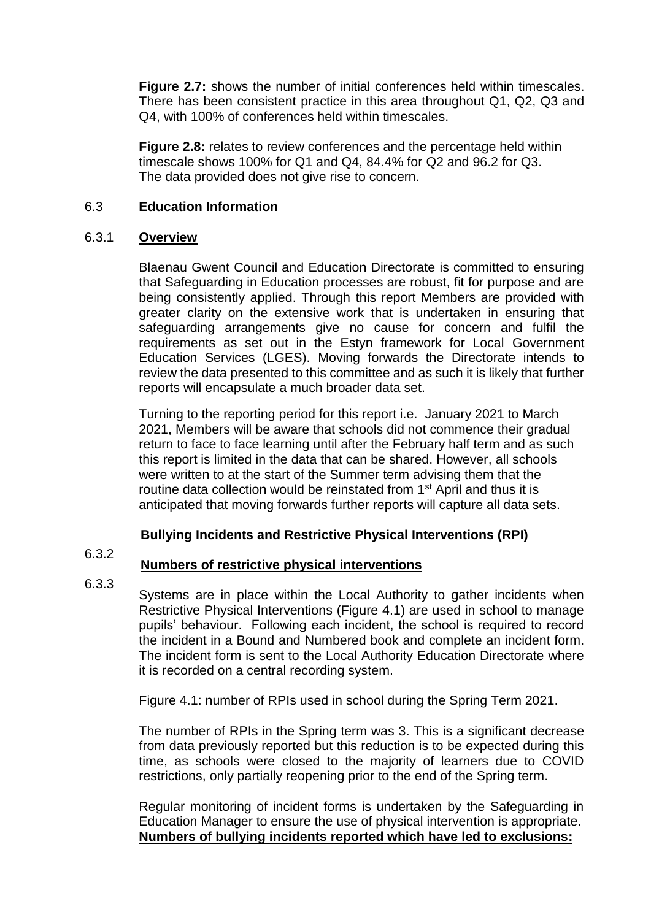**Figure 2.7:** shows the number of initial conferences held within timescales. There has been consistent practice in this area throughout Q1, Q2, Q3 and Q4, with 100% of conferences held within timescales.

**Figure 2.8:** relates to review conferences and the percentage held within timescale shows 100% for Q1 and Q4, 84.4% for Q2 and 96.2 for Q3. The data provided does not give rise to concern.

## 6.3 Education Information

### 6.3.1 Overview

Blaenau Gwent Council and Education Directorate is committed to ensuring that Safeguarding in Education processes are robust, fit for purpose and are being consistently applied. Through this report Members are provided with greater clarity on the extensive work that is undertaken in ensuring that safeguarding arrangements give no cause for concern and fulfil the requirements as set out in the Estyn framework for Local Government Education Services (LGES). Moving forwards the Directorate intends to review the data presented to this committee and as such it is likely that further reports will encapsulate a much broader data set.

Turning to the reporting period for this report i.e. January 2021 to March 2021, Members will be aware that schools did not commence their gradual return to face to face learning until after the February half term and as such this report is limited in the data that can be shared. However, all schools were written to at the start of the Summer term advising them that the routine data collection would be reinstated from 1st April and thus it is anticipated that moving forwards further reports will capture all data sets.

### 6.3.2 Bullying Incidents and Restrictive Physical Interventions (RPI)

### 6.3.3 Numbers of restrictive physical interventions

Systems are in place within the Local Authority to gather incidents when Restrictive Physical Interventions (Figure 4.1) are used in school to manage pupils' behaviour. Following each incident, the school is required to record the incident in a Bound and Numbered book and complete an incident form. The incident form is sent to the Local Authority Education Directorate where it is recorded on a central recording system.

Figure 4.1: number of RPIs used in school during the Spring Term 2021.

The number of RPIs in the Spring term was 3. This is a significant decrease from data previously reported but this reduction is to be expected during this time, as schools were closed to the majority of learners due to COVID restrictions, only partially reopening prior to the end of the Spring term.

Regular monitoring of incident forms is undertaken by the Safeguarding in Education Manager to ensure the use of physical intervention is appropriate.

**Numbers of bullying incidents reported which have led to exclusions:**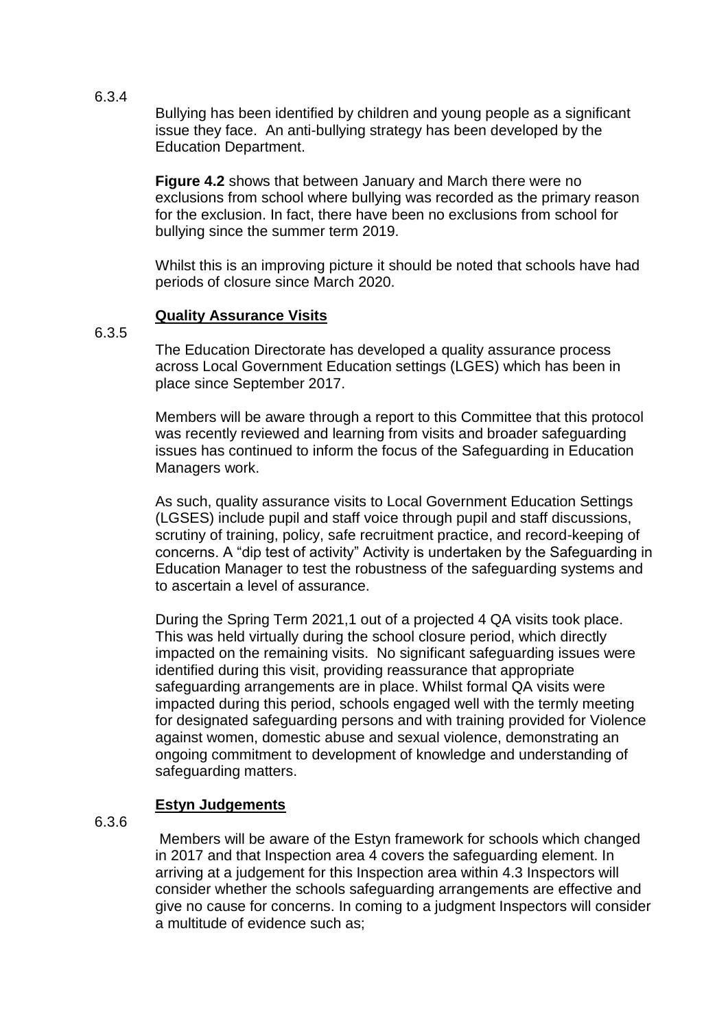6.3.4

Bullying has been identified by children and young people as a significant issue they face. An anti-bullying strategy has been developed by the Education Department.

**Figure 4.2** shows that between January and March there were no exclusions from school where bullying was recorded as the primary reason for the exclusion. In fact, there have been no exclusions from school for bullying since the summer term 2019.

Whilst this is an improving picture it should be noted that schools have had periods of closure since March 2020.

**Quality Assurance Visits**

6.3.5

The Education Directorate has developed a quality assurance process across Local Government Education settings (LGES) which has been in place since September 2017.

Members will be aware through a report to this Committee that this protocol was recently reviewed and learning from visits and broader safeguarding issues has continued to inform the focus of the Safeguarding in Education Managers work.

As such, quality assurance visits to Local Government Education Settings (LGSES) include pupil and staff voice through pupil and staff discussions, scrutiny of training, policy, safe recruitment practice, and record-keeping of concerns. A "dip test of activity" Activity is undertaken by the Safeguarding in Education Manager to test the robustness of the safeguarding systems and to ascertain a level of assurance.

During the Spring Term 2021,1 out of a projected 4 QA visits took place. This was held virtually during the school closure period, which directly impacted on the remaining visits. No significant safeguarding issues were identified during this visit, providing reassurance that appropriate safeguarding arrangements are in place. Whilst formal QA visits were impacted during this period, schools engaged well with the termly meeting for designated safeguarding persons and with training provided for Violence against women, domestic abuse and sexual violence, demonstrating an ongoing commitment to development of knowledge and understanding of safeguarding matters.

**Estyn Judgements**

6.3.6

Members will be aware of the Estyn framework for schools which changed in 2017 and that Inspection area 4 covers the safeguarding element. In arriving at a judgement for this Inspection area within 4.3 Inspectors will consider whether the schools safeguarding arrangements are effective and give no cause for concerns. In coming to a judgment Inspectors will consider a multitude of evidence such as;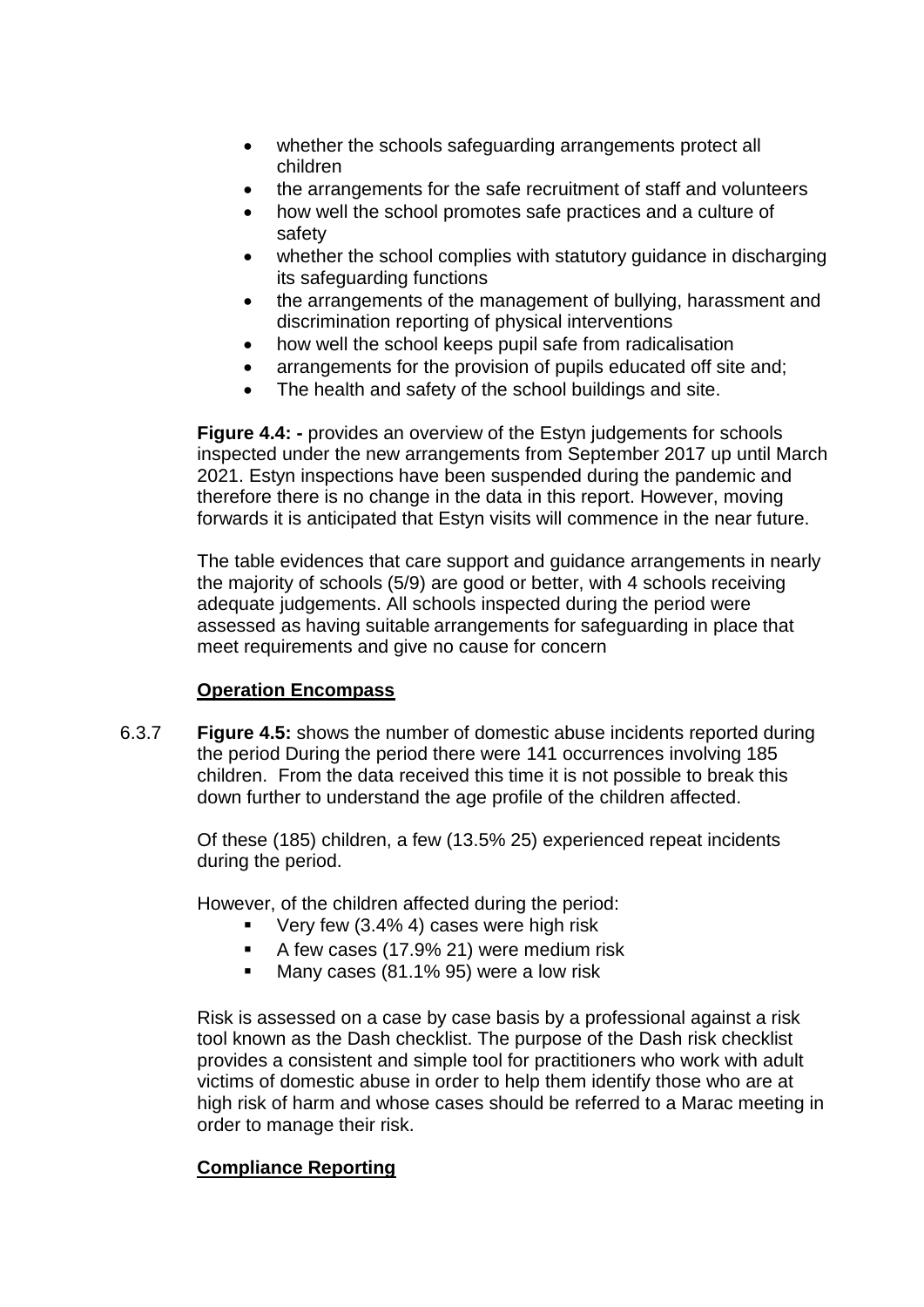- whether the schools safeguarding arrangements protect all children
- the arrangements for the safe recruitment of staff and volunteers
- how well the school promotes safe practices and a culture of safety
- whether the school complies with statutory guidance in discharging its safeguarding functions
- the arrangements of the management of bullying, harassment and discrimination reporting of physical interventions
- how well the school keeps pupil safe from radicalisation
- arrangements for the provision of pupils educated off site and;
- The health and safety of the school buildings and site.

**Figure 4.4: -** provides an overview of the Estyn judgements for schools inspected under the new arrangements from September 2017 up until March 2021. Estyn inspections have been suspended during the pandemic and therefore there is no change in the data in this report. However, moving forwards it is anticipated that Estyn visits will commence in the near future.

The table evidences that care support and guidance arrangements in nearly the majority of schools (5/9) are good or better, with 4 schools receiving adequate judgements. All schools inspected during the period were assessed as having suitable arrangements for safeguarding in place that meet requirements and give no cause for concern

**Operation Encompass**

6.3.7 **Figure 4.5:** shows the number of domestic abuse incidents reported during the period During the period there were 141 occurrences involving 185 children. From the data received this time it is not possible to break this down further to understand the age profile of the children affected.

Of these (185) children, a few (13.5% 25) experienced repeat incidents during the period.

However, of the children affected during the period:

- Very few (3.4% 4) cases were high risk
- A few cases (17.9% 21) were medium risk
- Many cases (81.1% 95) were a low risk

Risk is assessed on a case by case basis by a professional against a risk tool known as the Dash checklist. The purpose of the Dash risk checklist provides a consistent and simple tool for practitioners who work with adult victims of domestic abuse in order to help them identify those who are at high risk of harm and whose cases should be referred to a Marac meeting in order to manage their risk.

**Compliance Reporting**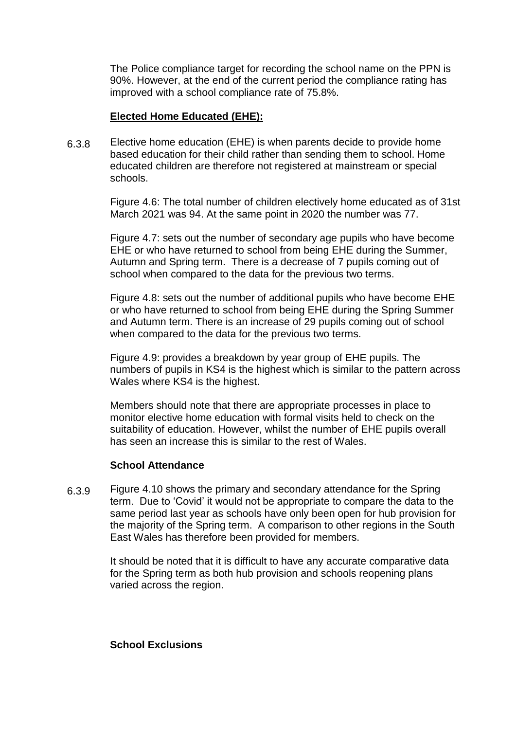The Police compliance target for recording the school name on the PPN is 90%. However, at the end of the current period the compliance rating has improved with a school compliance rate of 75.8%.

**Elected Home Educated (EHE):**

6.3.8 Elective home education (EHE) is when parents decide to provide home based education for their child rather than sending them to school. Home educated children are therefore not registered at mainstream or special schools.

Figure 4.6: The total number of children electively home educated as of 31st March 2021 was 94. At the same point in 2020 the number was 77.

Figure 4.7: sets out the number of secondary age pupils who have become EHE or who have returned to school from being EHE during the Summer, Autumn and Spring term. There is a decrease of 7 pupils coming out of school when compared to the data for the previous two terms.

Figure 4.8: sets out the number of additional pupils who have become EHE or who have returned to school from being EHE during the Spring Summer and Autumn term. There is an increase of 29 pupils coming out of school when compared to the data for the previous two terms.

Figure 4.9: provides a breakdown by year group of EHE pupils. The numbers of pupils in KS4 is the highest which is similar to the pattern across Wales where KS4 is the highest.

Members should note that there are appropriate processes in place to monitor elective home education with formal visits held to check on the suitability of education. However, whilst the number of EHE pupils overall has seen an increase this is similar to the rest of Wales.

**School Attendance**

6.3.9 Figure 4.10 shows the primary and secondary attendance for the Spring term. Due to 'Covid' it would not be appropriate to compare the data to the same period last year as schools have only been open for hub provision for the majority of the Spring term. A comparison to other regions in the South East Wales has therefore been provided for members.

It should be noted that it is difficult to have any accurate comparative data for the Spring term as both hub provision and schools reopening plans varied across the region.

**School Exclusions**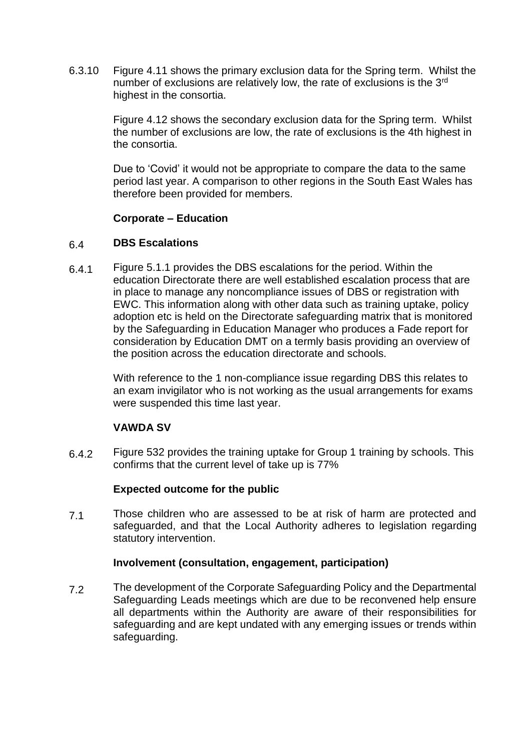6.3.10 Figure 4.11 shows the primary exclusion data for the Spring term. Whilst the number of exclusions are relatively low, the rate of exclusions is the 3rd highest in the consortia.

Figure 4.12 shows the secondary exclusion data for the Spring term. Whilst the number of exclusions are low, the rate of exclusions is the 4th highest in the consortia.

Due to 'Covid' it would not be appropriate to compare the data to the same period last year. A comparison to other regions in the South East Wales has therefore been provided for members.

**Corporate – Education**

6.4 **DBS Escalations**

6.4.1 Figure 5.1.1 provides the DBS escalations for the period. Within the education Directorate there are well established escalation process that are in place to manage any noncompliance issues of DBS or registration with EWC. This information along with other data such as training uptake, policy adoption etc is held on the Directorate safeguarding matrix that is monitored by the Safeguarding in Education Manager who produces a Fade report for consideration by Education DMT on a termly basis providing an overview of the position across the education directorate and schools.

With reference to the 1 non-compliance issue regarding DBS this relates to an exam invigilator who is not working as the usual arrangements for exams were suspended this time last year.

**VAWDA SV**

6.4.2 Figure 532 provides the training uptake for Group 1 training by schools. This confirms that the current level of take up is 77%

**Expected outcome for the public**

7.1 Those children who are assessed to be at risk of harm are protected and safeguarded, and that the Local Authority adheres to legislation regarding statutory intervention.

**Involvement (consultation, engagement, participation)**

7.2 The development of the Corporate Safeguarding Policy and the Departmental Safeguarding Leads meetings which are due to be reconvened help ensure all departments within the Authority are aware of their responsibilities for safeguarding and are kept undated with any emerging issues or trends within safeguarding.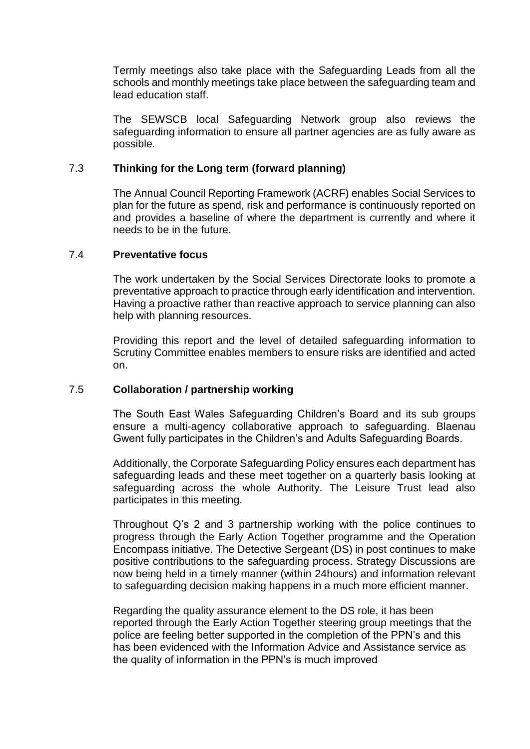Termly meetings also take place with the Safeguarding Leads from all the schools and monthly meetings take place between the safeguarding team and lead education staff.

The SEWSCB local Safeguarding Network group also reviews the safeguarding information to ensure all partner agencies are as fully aware as possible.

### 7.3 Thinking for the Long term (forward planning)

The Annual Council Reporting Framework (ACRF) enables Social Services to plan for the future as spend, risk and performance is continuously reported on and provides a baseline of where the department is currently and where it needs to be in the future.

### 7.4 Preventative focus

The work undertaken by the Social Services Directorate looks to promote a preventative approach to practice through early identification and intervention. Having a proactive rather than reactive approach to service planning can also help with planning resources.

Providing this report and the level of detailed safeguarding information to Scrutiny Committee enables members to ensure risks are identified and acted on.

### 7.5 Collaboration / partnership working

The South East Wales Safeguarding Children's Board and its sub groups ensure a multi-agency collaborative approach to safeguarding. Blaenau Gwent fully participates in the Children's and Adults Safeguarding Boards.

Additionally, the Corporate Safeguarding Policy ensures each department has safeguarding leads and these meet together on a quarterly basis looking at safeguarding across the whole Authority. The Leisure Trust lead also participates in this meeting.

Throughout Q's 2 and 3 partnership working with the police continues to progress through the Early Action Together programme and the Operation Encompass initiative. The Detective Sergeant (DS) in post continues to make positive contributions to the safeguarding process. Strategy Discussions are now being held in a timely manner (within 24hours) and information relevant to safeguarding decision making happens in a much more efficient manner.

Regarding the quality assurance element to the DS role, it has been reported through the Early Action Together steering group meetings that the police are feeling better supported in the completion of the PPN's and this has been evidenced with the Information Advice and Assistance service as the quality of information in the PPN's is much improved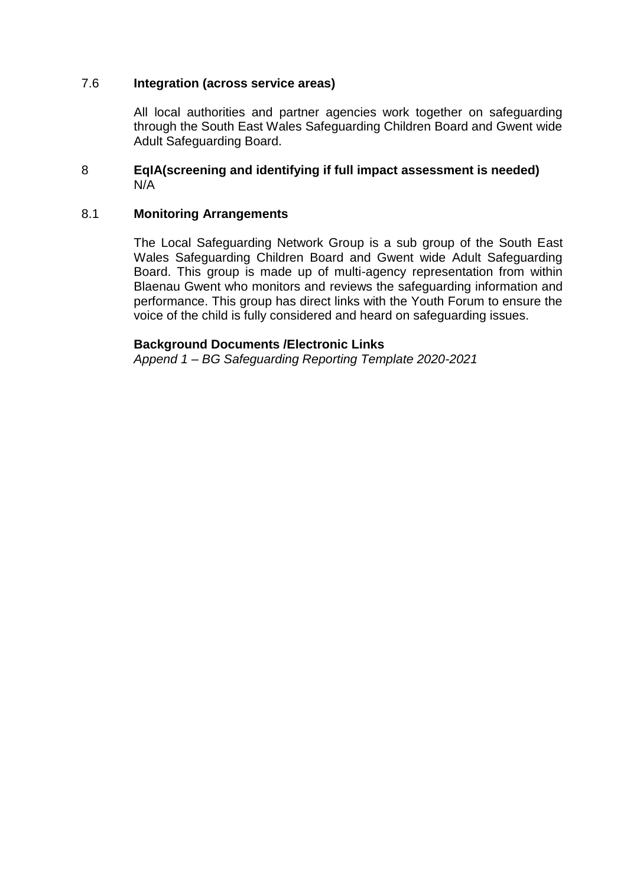### 7.6 Integration (across service areas)

All local authorities and partner agencies work together on safeguarding through the South East Wales Safeguarding Children Board and Gwent wide Adult Safeguarding Board.

### 8 EqIA(screening and identifying if full impact assessment is needed)

N/A

### 8.1 Monitoring Arrangements

The Local Safeguarding Network Group is a sub group of the South East Wales Safeguarding Children Board and Gwent wide Adult Safeguarding Board. This group is made up of multi-agency representation from within Blaenau Gwent who monitors and reviews the safeguarding information and performance. This group has direct links with the Youth Forum to ensure the voice of the child is fully considered and heard on safeguarding issues.

**Background Documents /Electronic Links**

*Append 1 – BG Safeguarding Reporting Template 2020-2021*